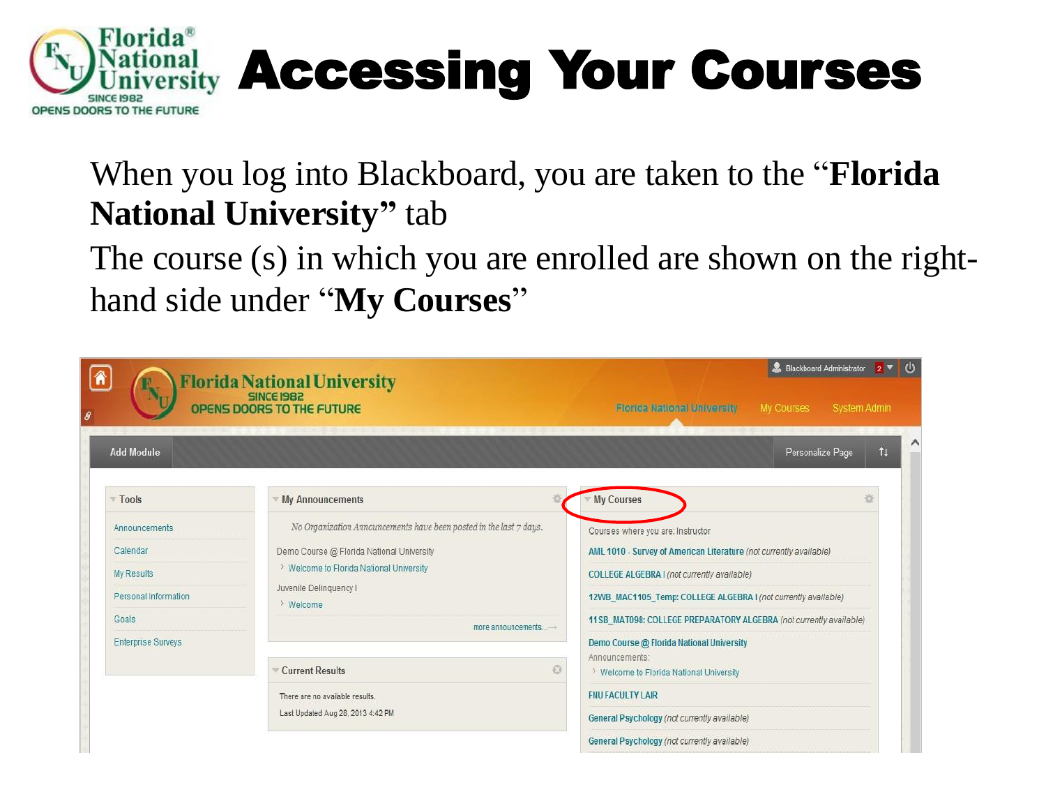# Accessing Your Courses

When you log into Blackboard, you are taken to the "**Florida National University**" tab

The course (s) in which you are enrolled are shown on the right-hand side under "**My Courses**"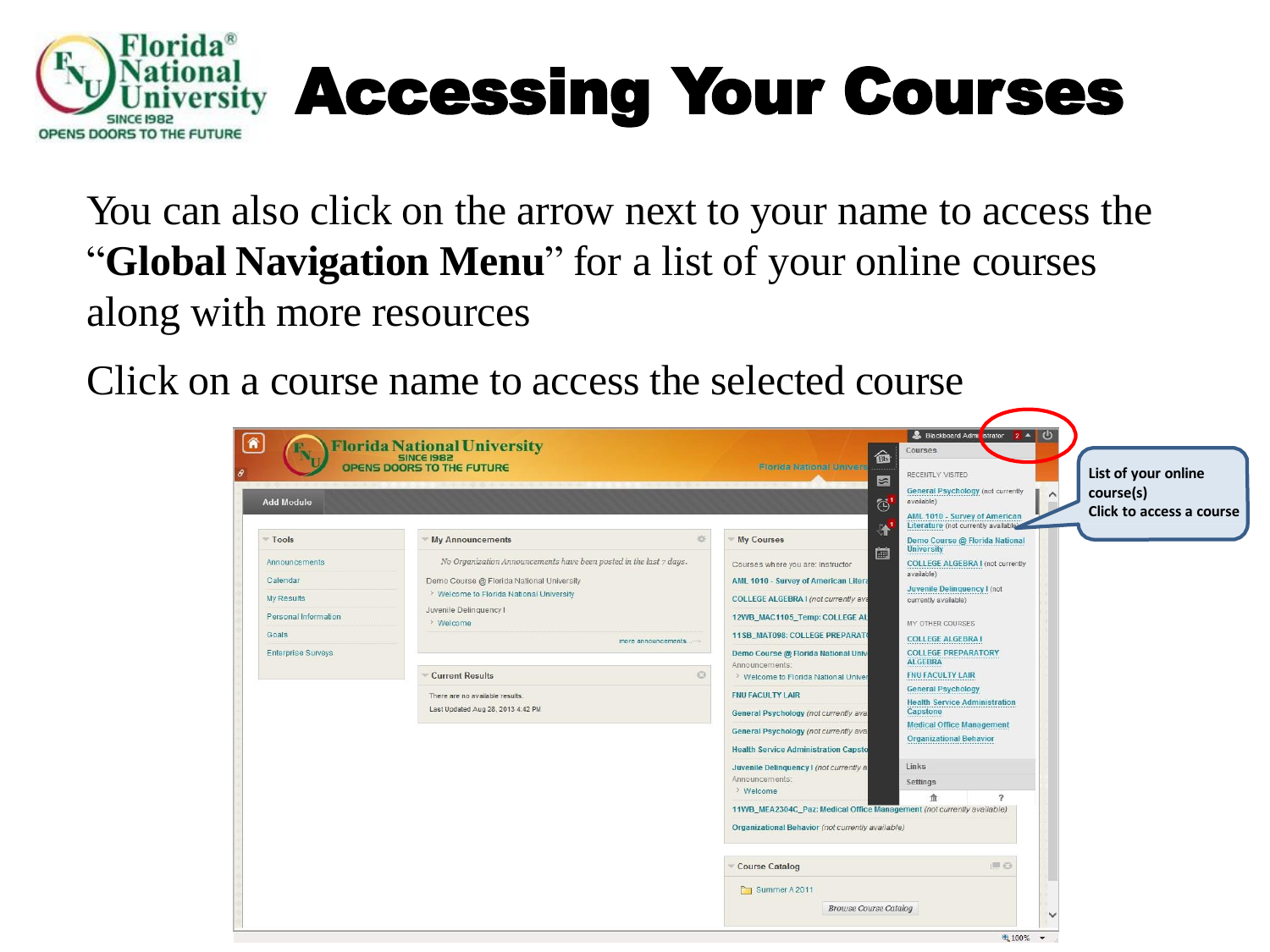# Accessing Your Courses

You can also click on the arrow next to your name to access the "**Global Navigation Menu**" for a list of your online courses along with more resources

Click on a course name to access the selected course

List of your online course(s)
Click to access a course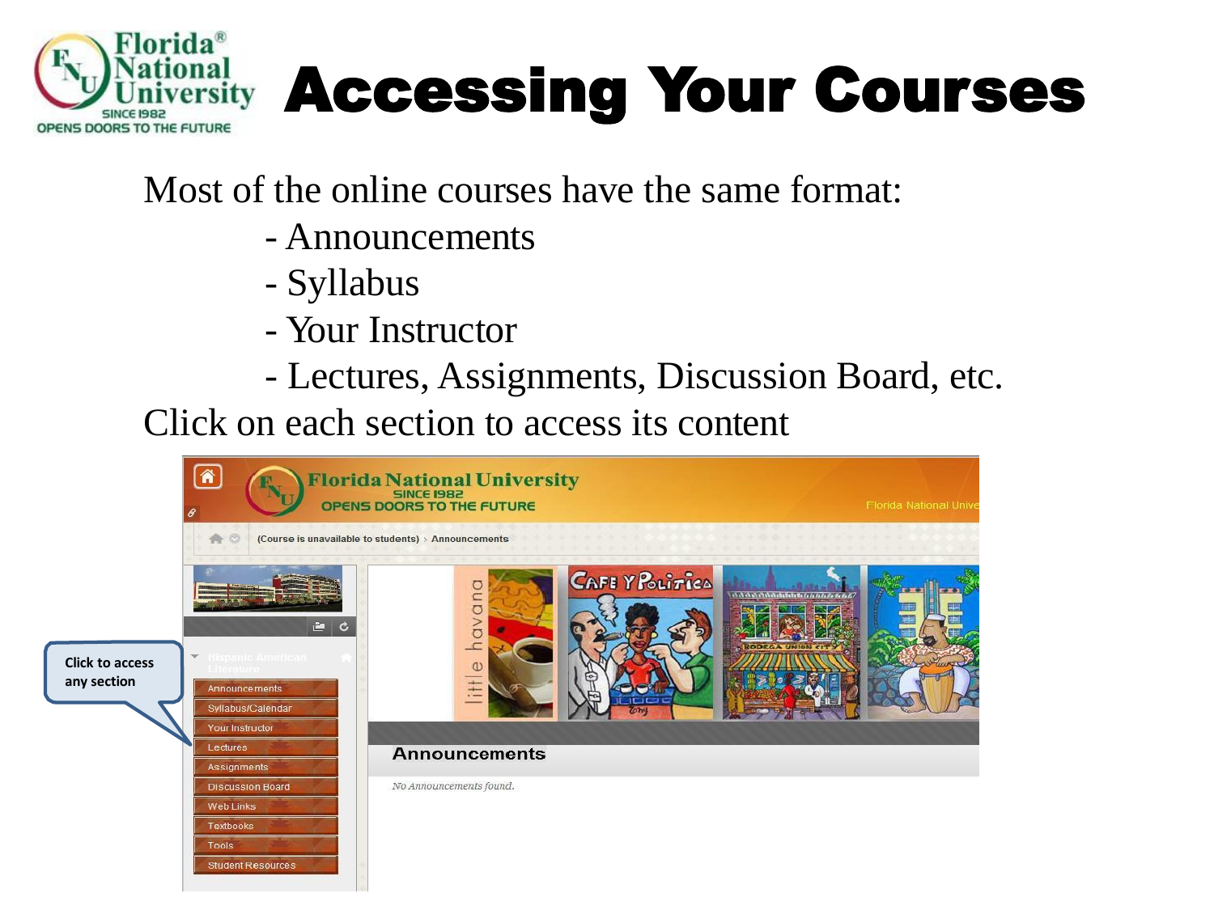# Accessing Your Courses

Most of the online courses have the same format:

- Announcements
- Syllabus
- Your Instructor
- Lectures, Assignments, Discussion Board, etc.

Click on each section to access its content

Click to access any section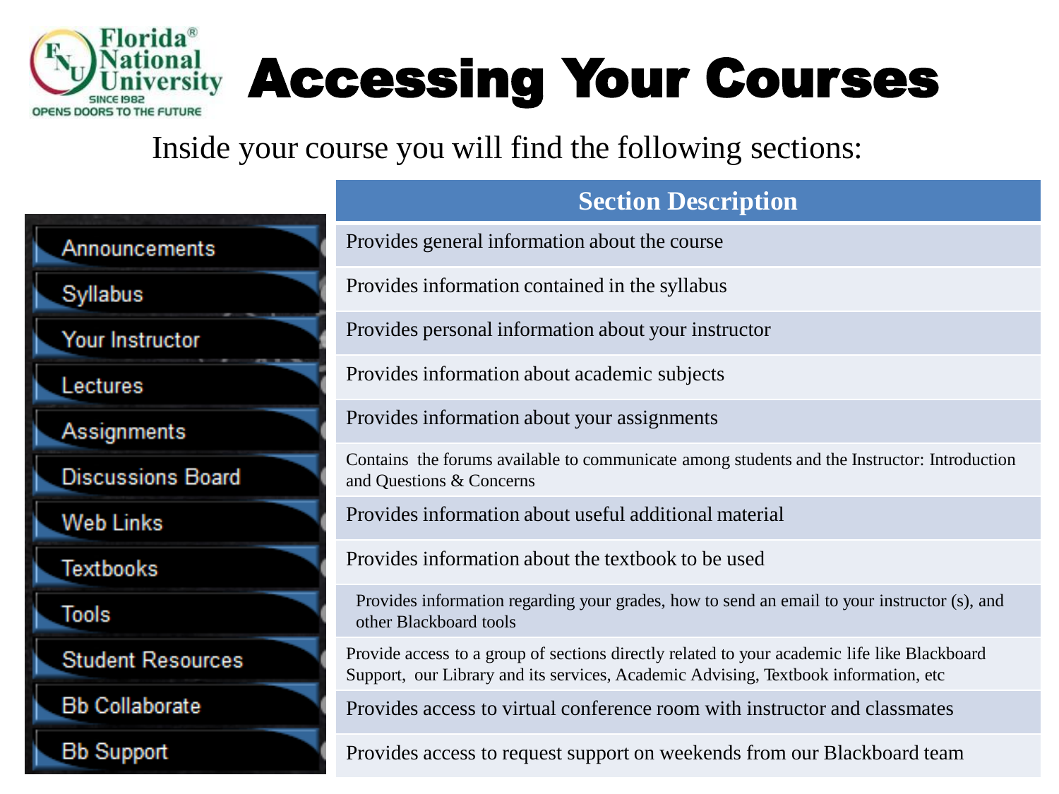# Accessing Your Courses

Inside your course you will find the following sections:

| | Section Description |
|---|---|
| Announcements | Provides general information about the course |
| Syllabus | Provides information contained in the syllabus |
| Your Instructor | Provides personal information about your instructor |
| Lectures | Provides information about academic subjects |
| Assignments | Provides information about your assignments |
| Discussions Board | Contains the forums available to communicate among students and the Instructor: Introduction and Questions & Concerns |
| Web Links | Provides information about useful additional material |
| Textbooks | Provides information about the textbook to be used |
| Tools | Provides information regarding your grades, how to send an email to your instructor (s), and other Blackboard tools |
| Student Resources | Provide access to a group of sections directly related to your academic life like Blackboard Support, our Library and its services, Academic Advising, Textbook information, etc |
| Bb Collaborate | Provides access to virtual conference room with instructor and classmates |
| Bb Support | Provides access to request support on weekends from our Blackboard team |